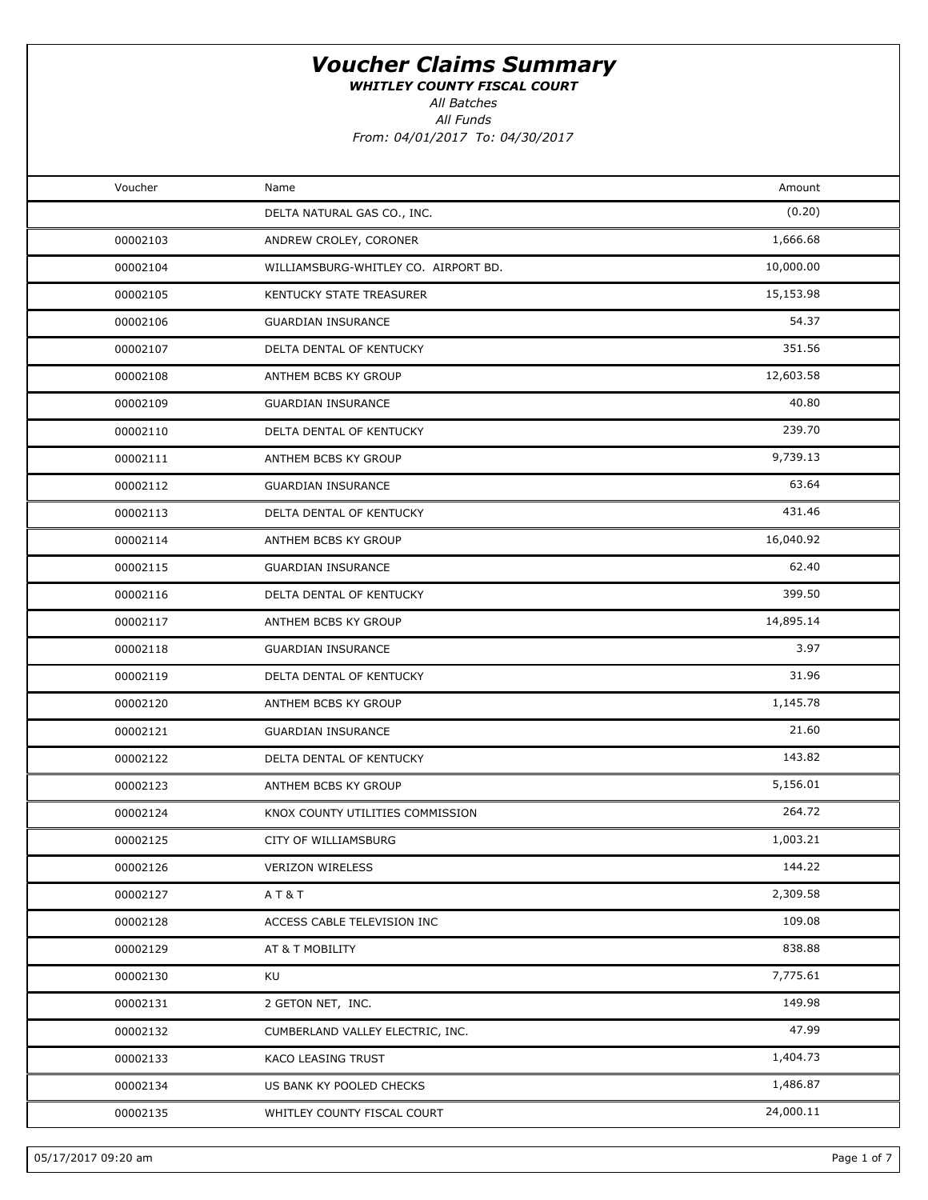# Voucher Claims Summary

***WHITLEY COUNTY FISCAL COURT***

*All Batches*

*All Funds*

*From: 04/01/2017 To: 04/30/2017*

| Voucher | Name | Amount |
|---|---|---|
| | DELTA NATURAL GAS CO., INC. | (0.20) |
| 00002103 | ANDREW CROLEY, CORONER | 1,666.68 |
| 00002104 | WILLIAMSBURG-WHITLEY CO. AIRPORT BD. | 10,000.00 |
| 00002105 | KENTUCKY STATE TREASURER | 15,153.98 |
| 00002106 | GUARDIAN INSURANCE | 54.37 |
| 00002107 | DELTA DENTAL OF KENTUCKY | 351.56 |
| 00002108 | ANTHEM BCBS KY GROUP | 12,603.58 |
| 00002109 | GUARDIAN INSURANCE | 40.80 |
| 00002110 | DELTA DENTAL OF KENTUCKY | 239.70 |
| 00002111 | ANTHEM BCBS KY GROUP | 9,739.13 |
| 00002112 | GUARDIAN INSURANCE | 63.64 |
| 00002113 | DELTA DENTAL OF KENTUCKY | 431.46 |
| 00002114 | ANTHEM BCBS KY GROUP | 16,040.92 |
| 00002115 | GUARDIAN INSURANCE | 62.40 |
| 00002116 | DELTA DENTAL OF KENTUCKY | 399.50 |
| 00002117 | ANTHEM BCBS KY GROUP | 14,895.14 |
| 00002118 | GUARDIAN INSURANCE | 3.97 |
| 00002119 | DELTA DENTAL OF KENTUCKY | 31.96 |
| 00002120 | ANTHEM BCBS KY GROUP | 1,145.78 |
| 00002121 | GUARDIAN INSURANCE | 21.60 |
| 00002122 | DELTA DENTAL OF KENTUCKY | 143.82 |
| 00002123 | ANTHEM BCBS KY GROUP | 5,156.01 |
| 00002124 | KNOX COUNTY UTILITIES COMMISSION | 264.72 |
| 00002125 | CITY OF WILLIAMSBURG | 1,003.21 |
| 00002126 | VERIZON WIRELESS | 144.22 |
| 00002127 | A T & T | 2,309.58 |
| 00002128 | ACCESS CABLE TELEVISION INC | 109.08 |
| 00002129 | AT & T MOBILITY | 838.88 |
| 00002130 | KU | 7,775.61 |
| 00002131 | 2 GETON NET, INC. | 149.98 |
| 00002132 | CUMBERLAND VALLEY ELECTRIC, INC. | 47.99 |
| 00002133 | KACO LEASING TRUST | 1,404.73 |
| 00002134 | US BANK KY POOLED CHECKS | 1,486.87 |
| 00002135 | WHITLEY COUNTY FISCAL COURT | 24,000.11 |

05/17/2017 09:20 am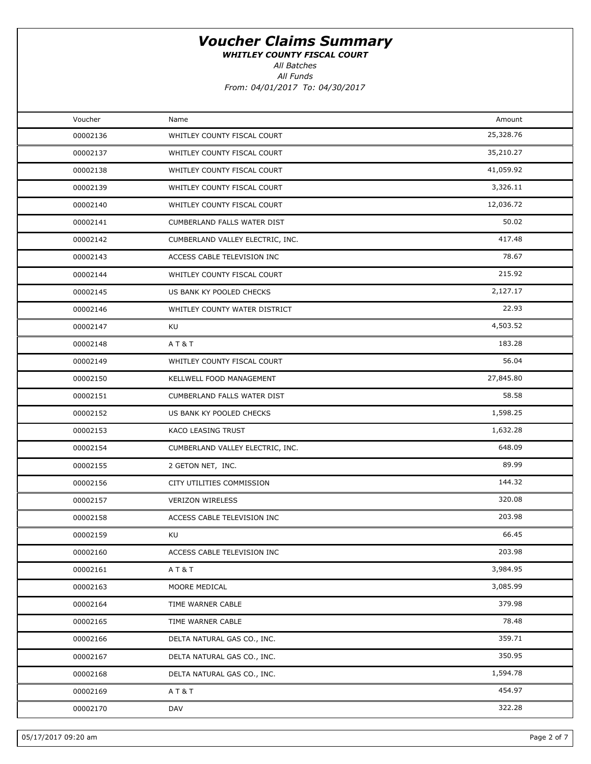# Voucher Claims Summary

***WHITLEY COUNTY FISCAL COURT***

*All Batches*

*All Funds*

*From: 04/01/2017 To: 04/30/2017*

| Voucher | Name | Amount |
|---|---|---|
| 00002136 | WHITLEY COUNTY FISCAL COURT | 25,328.76 |
| 00002137 | WHITLEY COUNTY FISCAL COURT | 35,210.27 |
| 00002138 | WHITLEY COUNTY FISCAL COURT | 41,059.92 |
| 00002139 | WHITLEY COUNTY FISCAL COURT | 3,326.11 |
| 00002140 | WHITLEY COUNTY FISCAL COURT | 12,036.72 |
| 00002141 | CUMBERLAND FALLS WATER DIST | 50.02 |
| 00002142 | CUMBERLAND VALLEY ELECTRIC, INC. | 417.48 |
| 00002143 | ACCESS CABLE TELEVISION INC | 78.67 |
| 00002144 | WHITLEY COUNTY FISCAL COURT | 215.92 |
| 00002145 | US BANK KY POOLED CHECKS | 2,127.17 |
| 00002146 | WHITLEY COUNTY WATER DISTRICT | 22.93 |
| 00002147 | KU | 4,503.52 |
| 00002148 | A T & T | 183.28 |
| 00002149 | WHITLEY COUNTY FISCAL COURT | 56.04 |
| 00002150 | KELLWELL FOOD MANAGEMENT | 27,845.80 |
| 00002151 | CUMBERLAND FALLS WATER DIST | 58.58 |
| 00002152 | US BANK KY POOLED CHECKS | 1,598.25 |
| 00002153 | KACO LEASING TRUST | 1,632.28 |
| 00002154 | CUMBERLAND VALLEY ELECTRIC, INC. | 648.09 |
| 00002155 | 2 GETON NET, INC. | 89.99 |
| 00002156 | CITY UTILITIES COMMISSION | 144.32 |
| 00002157 | VERIZON WIRELESS | 320.08 |
| 00002158 | ACCESS CABLE TELEVISION INC | 203.98 |
| 00002159 | KU | 66.45 |
| 00002160 | ACCESS CABLE TELEVISION INC | 203.98 |
| 00002161 | A T & T | 3,984.95 |
| 00002163 | MOORE MEDICAL | 3,085.99 |
| 00002164 | TIME WARNER CABLE | 379.98 |
| 00002165 | TIME WARNER CABLE | 78.48 |
| 00002166 | DELTA NATURAL GAS CO., INC. | 359.71 |
| 00002167 | DELTA NATURAL GAS CO., INC. | 350.95 |
| 00002168 | DELTA NATURAL GAS CO., INC. | 1,594.78 |
| 00002169 | A T & T | 454.97 |
| 00002170 | DAV | 322.28 |

05/17/2017 09:20 am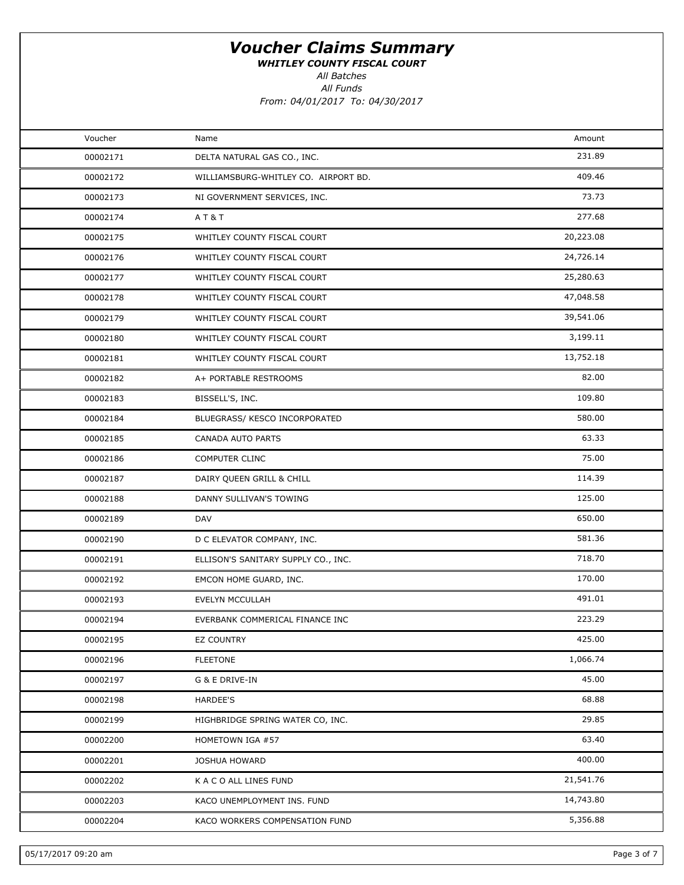# *Voucher Claims Summary*

***WHITLEY COUNTY FISCAL COURT***

*All Batches*

*All Funds*

*From: 04/01/2017 To: 04/30/2017*

| Voucher | Name | Amount |
|---|---|---|
| 00002171 | DELTA NATURAL GAS CO., INC. | 231.89 |
| 00002172 | WILLIAMSBURG-WHITLEY CO. AIRPORT BD. | 409.46 |
| 00002173 | NI GOVERNMENT SERVICES, INC. | 73.73 |
| 00002174 | A T & T | 277.68 |
| 00002175 | WHITLEY COUNTY FISCAL COURT | 20,223.08 |
| 00002176 | WHITLEY COUNTY FISCAL COURT | 24,726.14 |
| 00002177 | WHITLEY COUNTY FISCAL COURT | 25,280.63 |
| 00002178 | WHITLEY COUNTY FISCAL COURT | 47,048.58 |
| 00002179 | WHITLEY COUNTY FISCAL COURT | 39,541.06 |
| 00002180 | WHITLEY COUNTY FISCAL COURT | 3,199.11 |
| 00002181 | WHITLEY COUNTY FISCAL COURT | 13,752.18 |
| 00002182 | A+ PORTABLE RESTROOMS | 82.00 |
| 00002183 | BISSELL'S, INC. | 109.80 |
| 00002184 | BLUEGRASS/ KESCO INCORPORATED | 580.00 |
| 00002185 | CANADA AUTO PARTS | 63.33 |
| 00002186 | COMPUTER CLINC | 75.00 |
| 00002187 | DAIRY QUEEN GRILL & CHILL | 114.39 |
| 00002188 | DANNY SULLIVAN'S TOWING | 125.00 |
| 00002189 | DAV | 650.00 |
| 00002190 | D C ELEVATOR COMPANY, INC. | 581.36 |
| 00002191 | ELLISON'S SANITARY SUPPLY CO., INC. | 718.70 |
| 00002192 | EMCON HOME GUARD, INC. | 170.00 |
| 00002193 | EVELYN MCCULLAH | 491.01 |
| 00002194 | EVERBANK COMMERICAL FINANCE INC | 223.29 |
| 00002195 | EZ COUNTRY | 425.00 |
| 00002196 | FLEETONE | 1,066.74 |
| 00002197 | G & E DRIVE-IN | 45.00 |
| 00002198 | HARDEE'S | 68.88 |
| 00002199 | HIGHBRIDGE SPRING WATER CO, INC. | 29.85 |
| 00002200 | HOMETOWN IGA #57 | 63.40 |
| 00002201 | JOSHUA HOWARD | 400.00 |
| 00002202 | K A C O ALL LINES FUND | 21,541.76 |
| 00002203 | KACO UNEMPLOYMENT INS. FUND | 14,743.80 |
| 00002204 | KACO WORKERS COMPENSATION FUND | 5,356.88 |

05/17/2017 09:20 am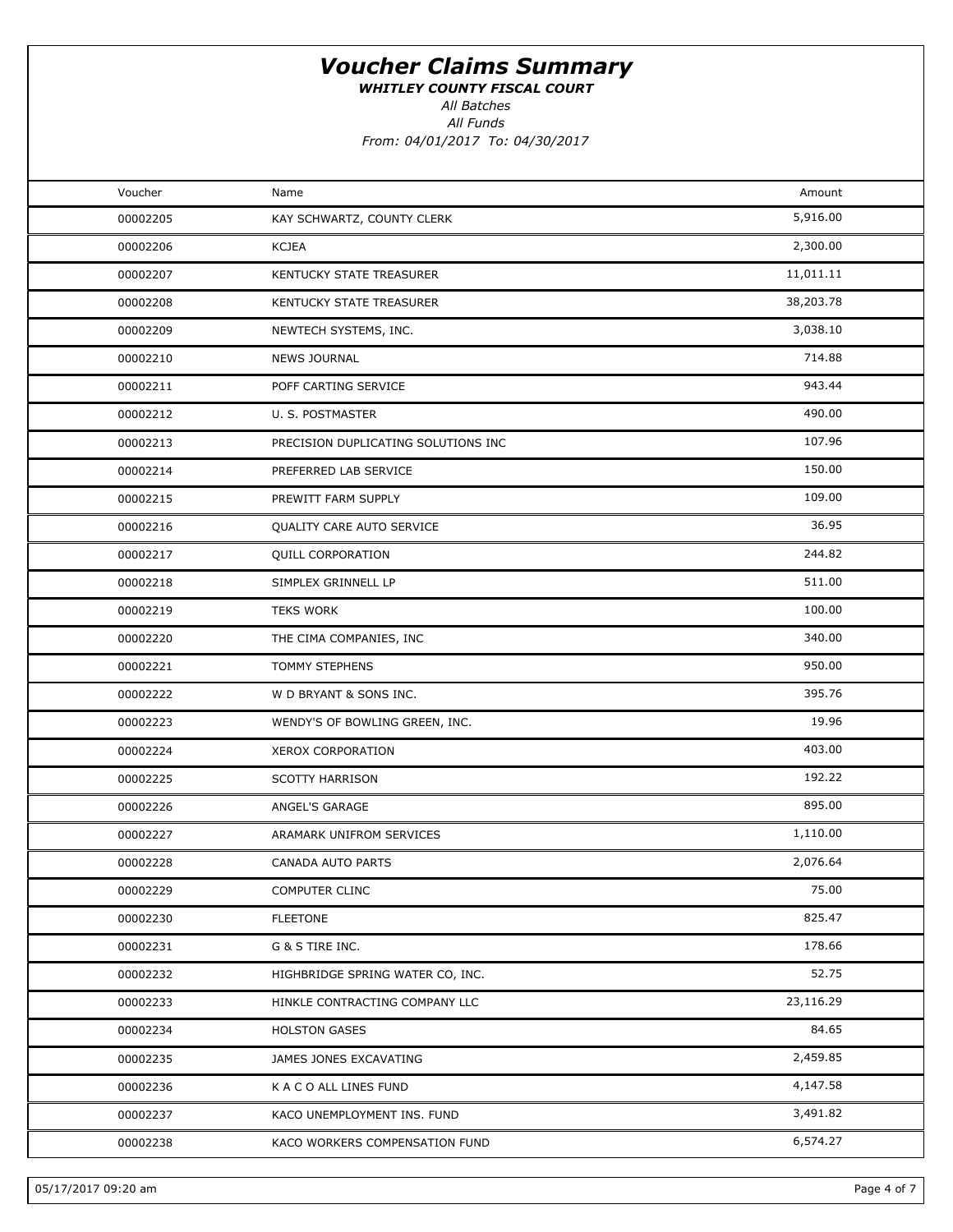# Voucher Claims Summary

***WHITLEY COUNTY FISCAL COURT***

*All Batches*

*All Funds*

*From: 04/01/2017 To: 04/30/2017*

| Voucher | Name | Amount |
|---|---|---|
| 00002205 | KAY SCHWARTZ, COUNTY CLERK | 5,916.00 |
| 00002206 | KCJEA | 2,300.00 |
| 00002207 | KENTUCKY STATE TREASURER | 11,011.11 |
| 00002208 | KENTUCKY STATE TREASURER | 38,203.78 |
| 00002209 | NEWTECH SYSTEMS, INC. | 3,038.10 |
| 00002210 | NEWS JOURNAL | 714.88 |
| 00002211 | POFF CARTING SERVICE | 943.44 |
| 00002212 | U. S. POSTMASTER | 490.00 |
| 00002213 | PRECISION DUPLICATING SOLUTIONS INC | 107.96 |
| 00002214 | PREFERRED LAB SERVICE | 150.00 |
| 00002215 | PREWITT FARM SUPPLY | 109.00 |
| 00002216 | QUALITY CARE AUTO SERVICE | 36.95 |
| 00002217 | QUILL CORPORATION | 244.82 |
| 00002218 | SIMPLEX GRINNELL LP | 511.00 |
| 00002219 | TEKS WORK | 100.00 |
| 00002220 | THE CIMA COMPANIES, INC | 340.00 |
| 00002221 | TOMMY STEPHENS | 950.00 |
| 00002222 | W D BRYANT & SONS INC. | 395.76 |
| 00002223 | WENDY'S OF BOWLING GREEN, INC. | 19.96 |
| 00002224 | XEROX CORPORATION | 403.00 |
| 00002225 | SCOTTY HARRISON | 192.22 |
| 00002226 | ANGEL'S GARAGE | 895.00 |
| 00002227 | ARAMARK UNIFROM SERVICES | 1,110.00 |
| 00002228 | CANADA AUTO PARTS | 2,076.64 |
| 00002229 | COMPUTER CLINC | 75.00 |
| 00002230 | FLEETONE | 825.47 |
| 00002231 | G & S TIRE INC. | 178.66 |
| 00002232 | HIGHBRIDGE SPRING WATER CO, INC. | 52.75 |
| 00002233 | HINKLE CONTRACTING COMPANY LLC | 23,116.29 |
| 00002234 | HOLSTON GASES | 84.65 |
| 00002235 | JAMES JONES EXCAVATING | 2,459.85 |
| 00002236 | K A C O ALL LINES FUND | 4,147.58 |
| 00002237 | KACO UNEMPLOYMENT INS. FUND | 3,491.82 |
| 00002238 | KACO WORKERS COMPENSATION FUND | 6,574.27 |

05/17/2017 09:20 am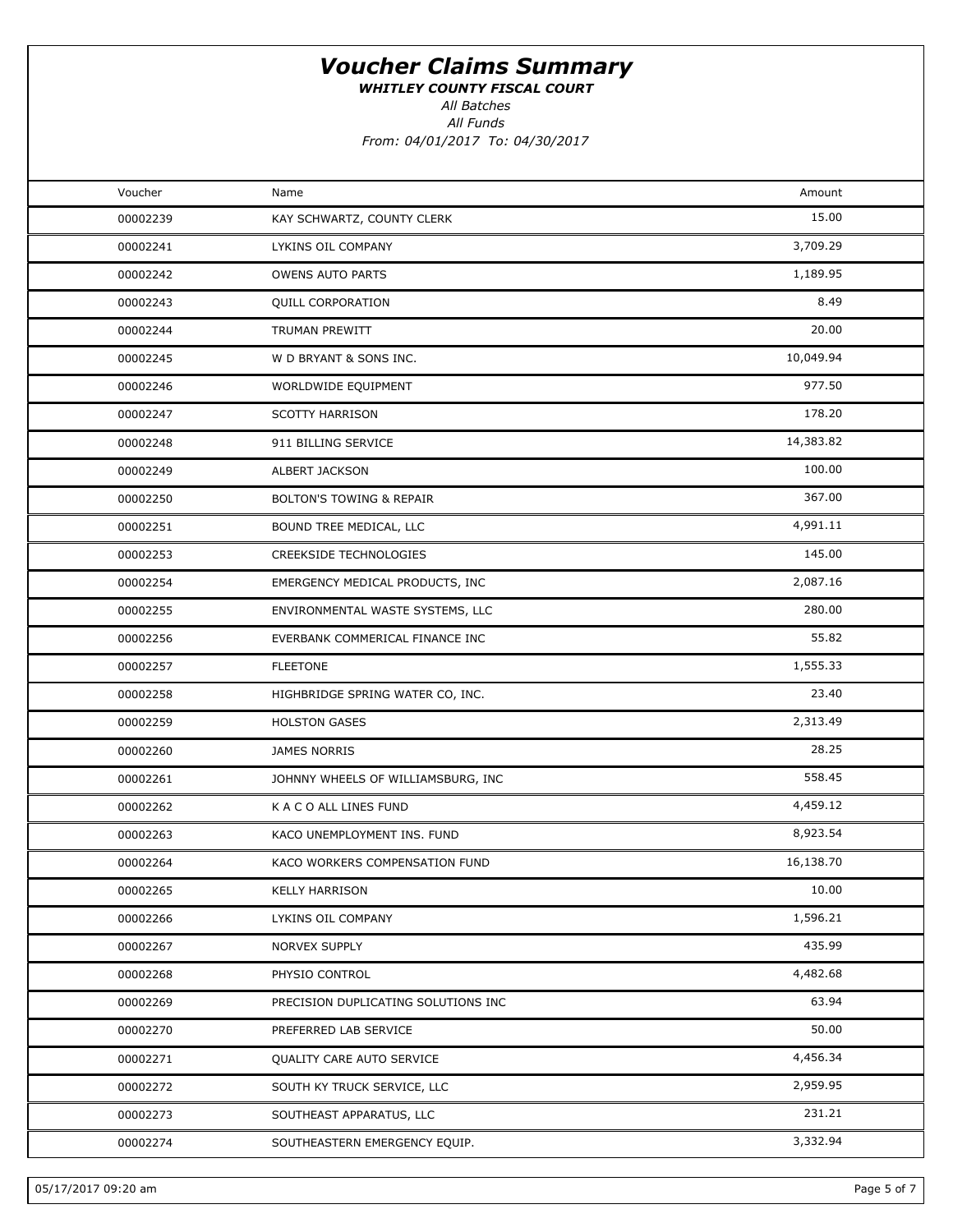# Voucher Claims Summary

***WHITLEY COUNTY FISCAL COURT***

*All Batches*

*All Funds*

*From: 04/01/2017 To: 04/30/2017*

| Voucher | Name | Amount |
|---|---|---|
| 00002239 | KAY SCHWARTZ, COUNTY CLERK | 15.00 |
| 00002241 | LYKINS OIL COMPANY | 3,709.29 |
| 00002242 | OWENS AUTO PARTS | 1,189.95 |
| 00002243 | QUILL CORPORATION | 8.49 |
| 00002244 | TRUMAN PREWITT | 20.00 |
| 00002245 | W D BRYANT & SONS INC. | 10,049.94 |
| 00002246 | WORLDWIDE EQUIPMENT | 977.50 |
| 00002247 | SCOTTY HARRISON | 178.20 |
| 00002248 | 911 BILLING SERVICE | 14,383.82 |
| 00002249 | ALBERT JACKSON | 100.00 |
| 00002250 | BOLTON'S TOWING & REPAIR | 367.00 |
| 00002251 | BOUND TREE MEDICAL, LLC | 4,991.11 |
| 00002253 | CREEKSIDE TECHNOLOGIES | 145.00 |
| 00002254 | EMERGENCY MEDICAL PRODUCTS, INC | 2,087.16 |
| 00002255 | ENVIRONMENTAL WASTE SYSTEMS, LLC | 280.00 |
| 00002256 | EVERBANK COMMERICAL FINANCE INC | 55.82 |
| 00002257 | FLEETONE | 1,555.33 |
| 00002258 | HIGHBRIDGE SPRING WATER CO, INC. | 23.40 |
| 00002259 | HOLSTON GASES | 2,313.49 |
| 00002260 | JAMES NORRIS | 28.25 |
| 00002261 | JOHNNY WHEELS OF WILLIAMSBURG, INC | 558.45 |
| 00002262 | K A C O ALL LINES FUND | 4,459.12 |
| 00002263 | KACO UNEMPLOYMENT INS. FUND | 8,923.54 |
| 00002264 | KACO WORKERS COMPENSATION FUND | 16,138.70 |
| 00002265 | KELLY HARRISON | 10.00 |
| 00002266 | LYKINS OIL COMPANY | 1,596.21 |
| 00002267 | NORVEX SUPPLY | 435.99 |
| 00002268 | PHYSIO CONTROL | 4,482.68 |
| 00002269 | PRECISION DUPLICATING SOLUTIONS INC | 63.94 |
| 00002270 | PREFERRED LAB SERVICE | 50.00 |
| 00002271 | QUALITY CARE AUTO SERVICE | 4,456.34 |
| 00002272 | SOUTH KY TRUCK SERVICE, LLC | 2,959.95 |
| 00002273 | SOUTHEAST APPARATUS, LLC | 231.21 |
| 00002274 | SOUTHEASTERN EMERGENCY EQUIP. | 3,332.94 |

05/17/2017 09:20 am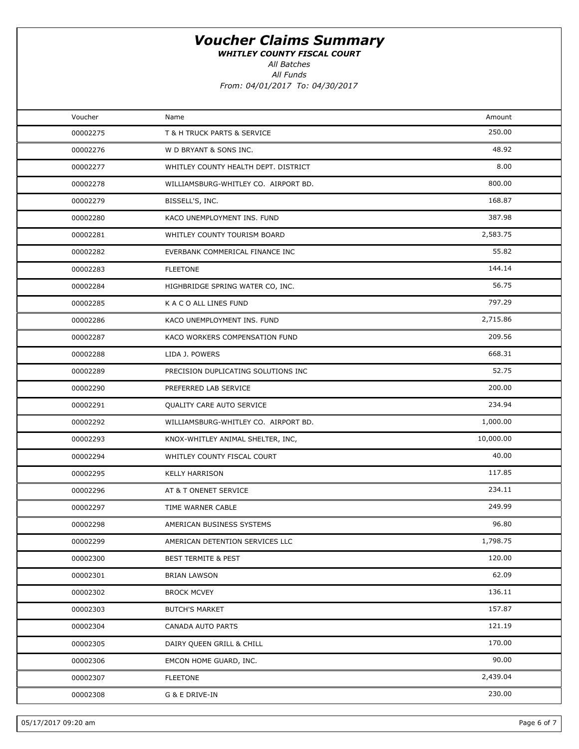# Voucher Claims Summary

***WHITLEY COUNTY FISCAL COURT***

*All Batches*

*All Funds*

*From: 04/01/2017 To: 04/30/2017*

| Voucher | Name | Amount |
|---|---|---|
| 00002275 | T & H TRUCK PARTS & SERVICE | 250.00 |
| 00002276 | W D BRYANT & SONS INC. | 48.92 |
| 00002277 | WHITLEY COUNTY HEALTH DEPT. DISTRICT | 8.00 |
| 00002278 | WILLIAMSBURG-WHITLEY CO. AIRPORT BD. | 800.00 |
| 00002279 | BISSELL'S, INC. | 168.87 |
| 00002280 | KACO UNEMPLOYMENT INS. FUND | 387.98 |
| 00002281 | WHITLEY COUNTY TOURISM BOARD | 2,583.75 |
| 00002282 | EVERBANK COMMERICAL FINANCE INC | 55.82 |
| 00002283 | FLEETONE | 144.14 |
| 00002284 | HIGHBRIDGE SPRING WATER CO, INC. | 56.75 |
| 00002285 | K A C O ALL LINES FUND | 797.29 |
| 00002286 | KACO UNEMPLOYMENT INS. FUND | 2,715.86 |
| 00002287 | KACO WORKERS COMPENSATION FUND | 209.56 |
| 00002288 | LIDA J. POWERS | 668.31 |
| 00002289 | PRECISION DUPLICATING SOLUTIONS INC | 52.75 |
| 00002290 | PREFERRED LAB SERVICE | 200.00 |
| 00002291 | QUALITY CARE AUTO SERVICE | 234.94 |
| 00002292 | WILLIAMSBURG-WHITLEY CO. AIRPORT BD. | 1,000.00 |
| 00002293 | KNOX-WHITLEY ANIMAL SHELTER, INC, | 10,000.00 |
| 00002294 | WHITLEY COUNTY FISCAL COURT | 40.00 |
| 00002295 | KELLY HARRISON | 117.85 |
| 00002296 | AT & T ONENET SERVICE | 234.11 |
| 00002297 | TIME WARNER CABLE | 249.99 |
| 00002298 | AMERICAN BUSINESS SYSTEMS | 96.80 |
| 00002299 | AMERICAN DETENTION SERVICES LLC | 1,798.75 |
| 00002300 | BEST TERMITE & PEST | 120.00 |
| 00002301 | BRIAN LAWSON | 62.09 |
| 00002302 | BROCK MCVEY | 136.11 |
| 00002303 | BUTCH'S MARKET | 157.87 |
| 00002304 | CANADA AUTO PARTS | 121.19 |
| 00002305 | DAIRY QUEEN GRILL & CHILL | 170.00 |
| 00002306 | EMCON HOME GUARD, INC. | 90.00 |
| 00002307 | FLEETONE | 2,439.04 |
| 00002308 | G & E DRIVE-IN | 230.00 |

05/17/2017 09:20 am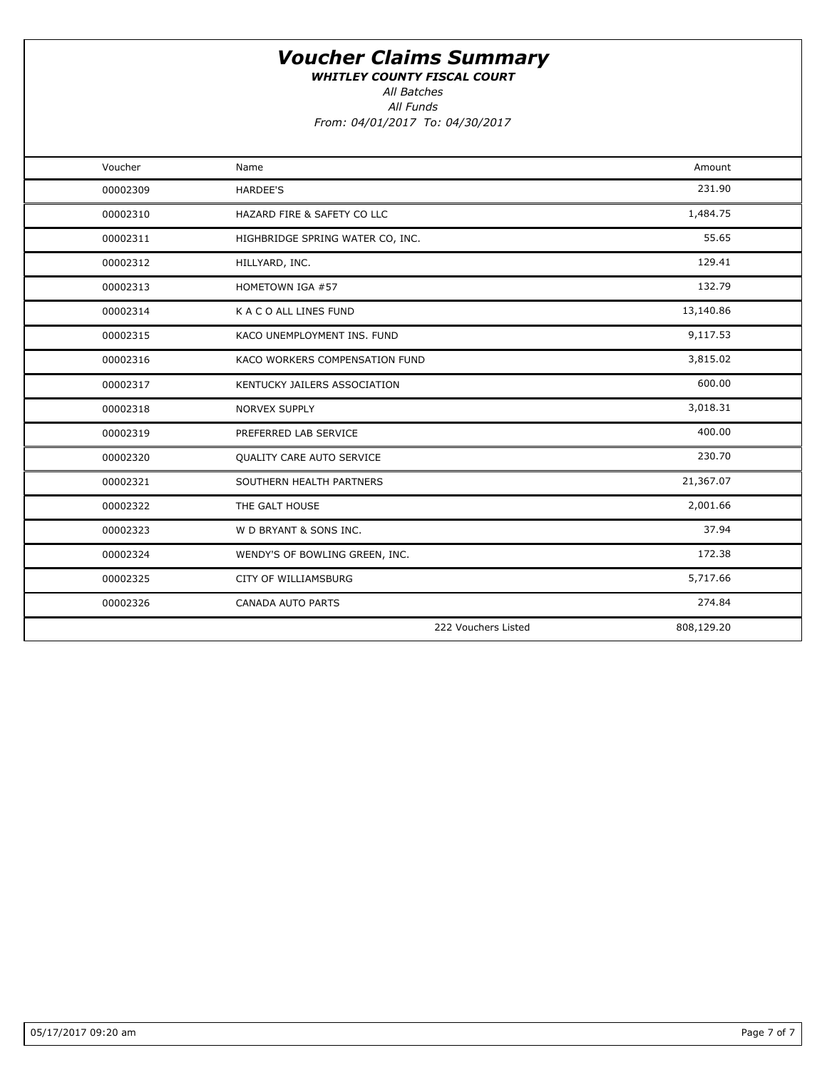# Voucher Claims Summary

***WHITLEY COUNTY FISCAL COURT***

*All Batches*

*All Funds*

*From: 04/01/2017 To: 04/30/2017*

| Voucher | Name | Amount |
|---|---|---|
| 00002309 | HARDEE'S | 231.90 |
| 00002310 | HAZARD FIRE & SAFETY CO LLC | 1,484.75 |
| 00002311 | HIGHBRIDGE SPRING WATER CO, INC. | 55.65 |
| 00002312 | HILLYARD, INC. | 129.41 |
| 00002313 | HOMETOWN IGA #57 | 132.79 |
| 00002314 | K A C O ALL LINES FUND | 13,140.86 |
| 00002315 | KACO UNEMPLOYMENT INS. FUND | 9,117.53 |
| 00002316 | KACO WORKERS COMPENSATION FUND | 3,815.02 |
| 00002317 | KENTUCKY JAILERS ASSOCIATION | 600.00 |
| 00002318 | NORVEX SUPPLY | 3,018.31 |
| 00002319 | PREFERRED LAB SERVICE | 400.00 |
| 00002320 | QUALITY CARE AUTO SERVICE | 230.70 |
| 00002321 | SOUTHERN HEALTH PARTNERS | 21,367.07 |
| 00002322 | THE GALT HOUSE | 2,001.66 |
| 00002323 | W D BRYANT & SONS INC. | 37.94 |
| 00002324 | WENDY'S OF BOWLING GREEN, INC. | 172.38 |
| 00002325 | CITY OF WILLIAMSBURG | 5,717.66 |
| 00002326 | CANADA AUTO PARTS | 274.84 |
| | 222 Vouchers Listed | 808,129.20 |

05/17/2017 09:20 am